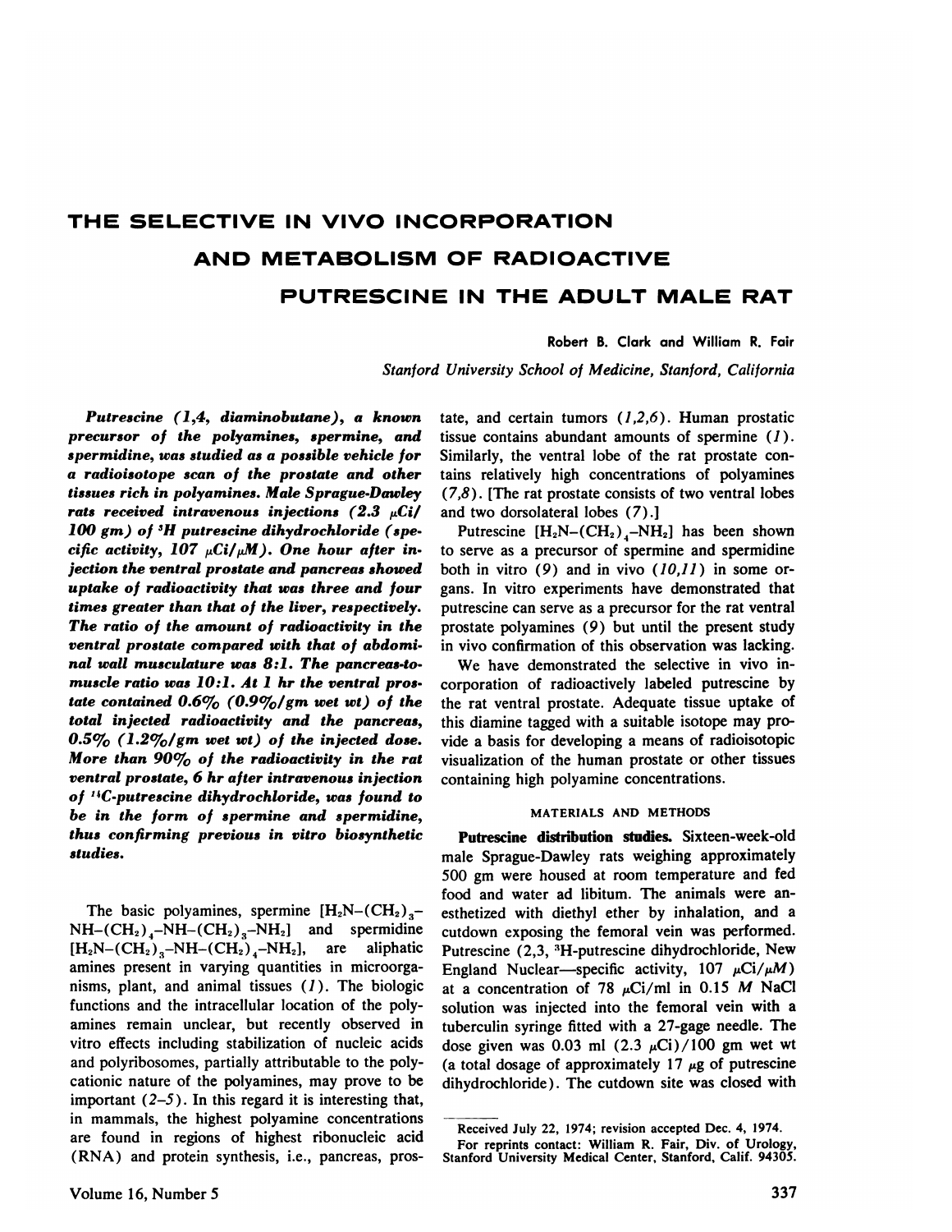# THE SELECTIVE IN VIVO INCORPORATION AND METABOLISM OF RADIOACTIVE PUTRESCINE IN THE ADULT MALE RAT

**Robert B. Clark and William R. Fair**

*Stanford University School of Medicine, Stanford, California*

***Putrescine (1,4, diaminobutane), a known precursor of the polyamines, spermine, and spermidine, was studied as a possible vehicle for a radioisotope scan of the prostate and other tissues rich in polyamines. Male Sprague-Dawley rats received intravenous injections (2.3 μCi/100 gm) of $^3$H putrescine dihydrochloride (specific activity, 107 μCi/μM). One hour after injection the ventral prostate and pancreas showed uptake of radioactivity that was three and four times greater than that of the liver, respectively. The ratio of the amount of radioactivity in the ventral prostate compared with that of abdominal wall musculature was 8:1. The pancreas-to-muscle ratio was 10:1. At 1 hr the ventral prostate contained 0.6% (0.9%/gm wet wt) of the total injected radioactivity and the pancreas, 0.5% (1.2%/gm wet wt) of the injected dose. More than 90% of the radioactivity in the rat ventral prostate, 6 hr after intravenous injection of $^{14}$C-putrescine dihydrochloride, was found to be in the form of spermine and spermidine, thus confirming previous in vitro biosynthetic studies.***

The basic polyamines, spermine [$H_2N$–$(CH_2)_3$–NH–$(CH_2)_4$–NH–$(CH_2)_3$–$NH_2$] and spermidine [$H_2N$–$(CH_2)_3$–NH–$(CH_2)_4$–$NH_2$], are aliphatic amines present in varying quantities in microorganisms, plant, and animal tissues (*1*). The biologic functions and the intracellular location of the polyamines remain unclear, but recently observed in vitro effects including stabilization of nucleic acids and polyribosomes, partially attributable to the polycationic nature of the polyamines, may prove to be important (*2–5*). In this regard it is interesting that, in mammals, the highest polyamine concentrations are found in regions of highest ribonucleic acid (RNA) and protein synthesis, i.e., pancreas, prostate, and certain tumors (*1,2,6*). Human prostatic tissue contains abundant amounts of spermine (*1*). Similarly, the ventral lobe of the rat prostate contains relatively high concentrations of polyamines (*7,8*). [The rat prostate consists of two ventral lobes and two dorsolateral lobes (*7*).]

Putrescine [$H_2N$–$(CH_2)_4$–$NH_2$] has been shown to serve as a precursor of spermine and spermidine both in vitro (*9*) and in vivo (*10,11*) in some organs. In vitro experiments have demonstrated that putrescine can serve as a precursor for the rat ventral prostate polyamines (*9*) but until the present study in vivo confirmation of this observation was lacking.

We have demonstrated the selective in vivo incorporation of radioactively labeled putrescine by the rat ventral prostate. Adequate tissue uptake of this diamine tagged with a suitable isotope may provide a basis for developing a means of radioisotopic visualization of the human prostate or other tissues containing high polyamine concentrations.

## MATERIALS AND METHODS

**Putrescine distribution studies.** Sixteen-week-old male Sprague-Dawley rats weighing approximately 500 gm were housed at room temperature and fed food and water ad libitum. The animals were anesthetized with diethyl ether by inhalation, and a cutdown exposing the femoral vein was performed. Putrescine (2,3, $^3$H-putrescine dihydrochloride, New England Nuclear—specific activity, 107 μCi/μM) at a concentration of 78 μCi/ml in 0.15 *M* NaCl solution was injected into the femoral vein with a tuberculin syringe fitted with a 27-gage needle. The dose given was 0.03 ml (2.3 μCi)/100 gm wet wt (a total dosage of approximately 17 μg of putrescine dihydrochloride). The cutdown site was closed with

Received July 22, 1974; revision accepted Dec. 4, 1974.

For reprints contact: William R. Fair, Div. of Urology, Stanford University Medical Center, Stanford, Calif. 94305.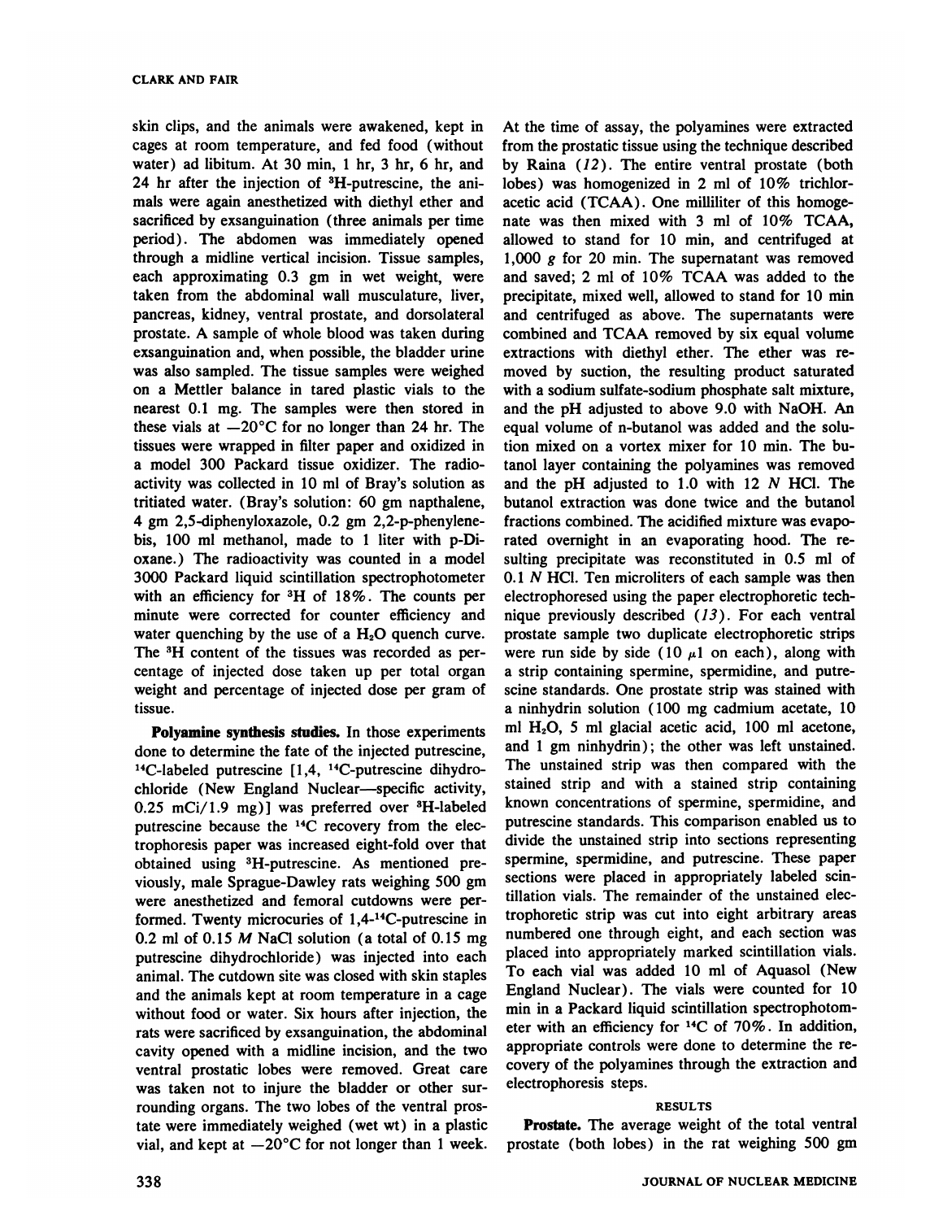skin clips, and the animals were awakened, kept in cages at room temperature, and fed food (without water) ad libitum. At 30 min, 1 hr, 3 hr, 6 hr, and 24 hr after the injection of $^{3}H$-putrescine, the animals were again anesthetized with diethyl ether and sacrificed by exsanguination (three animals per time period). The abdomen was immediately opened through a midline vertical incision. Tissue samples, each approximating 0.3 gm in wet weight, were taken from the abdominal wall musculature, liver, pancreas, kidney, ventral prostate, and dorsolateral prostate. A sample of whole blood was taken during exsanguination and, when possible, the bladder urine was also sampled. The tissue samples were weighed on a Mettler balance in tared plastic vials to the nearest 0.1 mg. The samples were then stored in these vials at −20°C for no longer than 24 hr. The tissues were wrapped in filter paper and oxidized in a model 300 Packard tissue oxidizer. The radioactivity was collected in 10 ml of Bray's solution as tritiated water. (Bray's solution: 60 gm napthalene, 4 gm 2,5-diphenyloxazole, 0.2 gm 2,2-p-phenylenebis, 100 ml methanol, made to 1 liter with p-Dioxane.) The radioactivity was counted in a model 3000 Packard liquid scintillation spectrophotometer with an efficiency for $^{3}H$ of 18%. The counts per minute were corrected for counter efficiency and water quenching by the use of a $H_2O$ quench curve. The $^{3}H$ content of the tissues was recorded as percentage of injected dose taken up per total organ weight and percentage of injected dose per gram of tissue.

**Polyamine synthesis studies.** In those experiments done to determine the fate of the injected putrescine, $^{14}C$-labeled putrescine [1,4, $^{14}C$-putrescine dihydrochloride (New England Nuclear—specific activity, 0.25 mCi/1.9 mg)] was preferred over $^{3}H$-labeled putrescine because the $^{14}C$ recovery from the electrophoresis paper was increased eight-fold over that obtained using $^{3}H$-putrescine. As mentioned previously, male Sprague-Dawley rats weighing 500 gm were anesthetized and femoral cutdowns were performed. Twenty microcuries of 1,4-$^{14}C$-putrescine in 0.2 ml of 0.15 *M* NaCl solution (a total of 0.15 mg putrescine dihydrochloride) was injected into each animal. The cutdown site was closed with skin staples and the animals kept at room temperature in a cage without food or water. Six hours after injection, the rats were sacrificed by exsanguination, the abdominal cavity opened with a midline incision, and the two ventral prostatic lobes were removed. Great care was taken not to injure the bladder or other surrounding organs. The two lobes of the ventral prostate were immediately weighed (wet wt) in a plastic vial, and kept at −20°C for not longer than 1 week. At the time of assay, the polyamines were extracted from the prostatic tissue using the technique described by Raina (*12*). The entire ventral prostate (both lobes) was homogenized in 2 ml of 10% trichloracetic acid (TCAA). One milliliter of this homogenate was then mixed with 3 ml of 10% TCAA, allowed to stand for 10 min, and centrifuged at 1,000 *g* for 20 min. The supernatant was removed and saved; 2 ml of 10% TCAA was added to the precipitate, mixed well, allowed to stand for 10 min and centrifuged as above. The supernatants were combined and TCAA removed by six equal volume extractions with diethyl ether. The ether was removed by suction, the resulting product saturated with a sodium sulfate-sodium phosphate salt mixture, and the pH adjusted to above 9.0 with NaOH. An equal volume of n-butanol was added and the solution mixed on a vortex mixer for 10 min. The butanol layer containing the polyamines was removed and the pH adjusted to 1.0 with 12 *N* HCl. The butanol extraction was done twice and the butanol fractions combined. The acidified mixture was evaporated overnight in an evaporating hood. The resulting precipitate was reconstituted in 0.5 ml of 0.1 *N* HCl. Ten microliters of each sample was then electrophoresed using the paper electrophoretic technique previously described (*13*). For each ventral prostate sample two duplicate electrophoretic strips were run side by side (10 μl on each), along with a strip containing spermine, spermidine, and putrescine standards. One prostate strip was stained with a ninhydrin solution (100 mg cadmium acetate, 10 ml $H_2O$, 5 ml glacial acetic acid, 100 ml acetone, and 1 gm ninhydrin); the other was left unstained. The unstained strip was then compared with the stained strip and with a stained strip containing known concentrations of spermine, spermidine, and putrescine standards. This comparison enabled us to divide the unstained strip into sections representing spermine, spermidine, and putrescine. These paper sections were placed in appropriately labeled scintillation vials. The remainder of the unstained electrophoretic strip was cut into eight arbitrary areas numbered one through eight, and each section was placed into appropriately marked scintillation vials. To each vial was added 10 ml of Aquasol (New England Nuclear). The vials were counted for 10 min in a Packard liquid scintillation spectrophotometer with an efficiency for $^{14}C$ of 70%. In addition, appropriate controls were done to determine the recovery of the polyamines through the extraction and electrophoresis steps.

## RESULTS

**Prostate.** The average weight of the total ventral prostate (both lobes) in the rat weighing 500 gm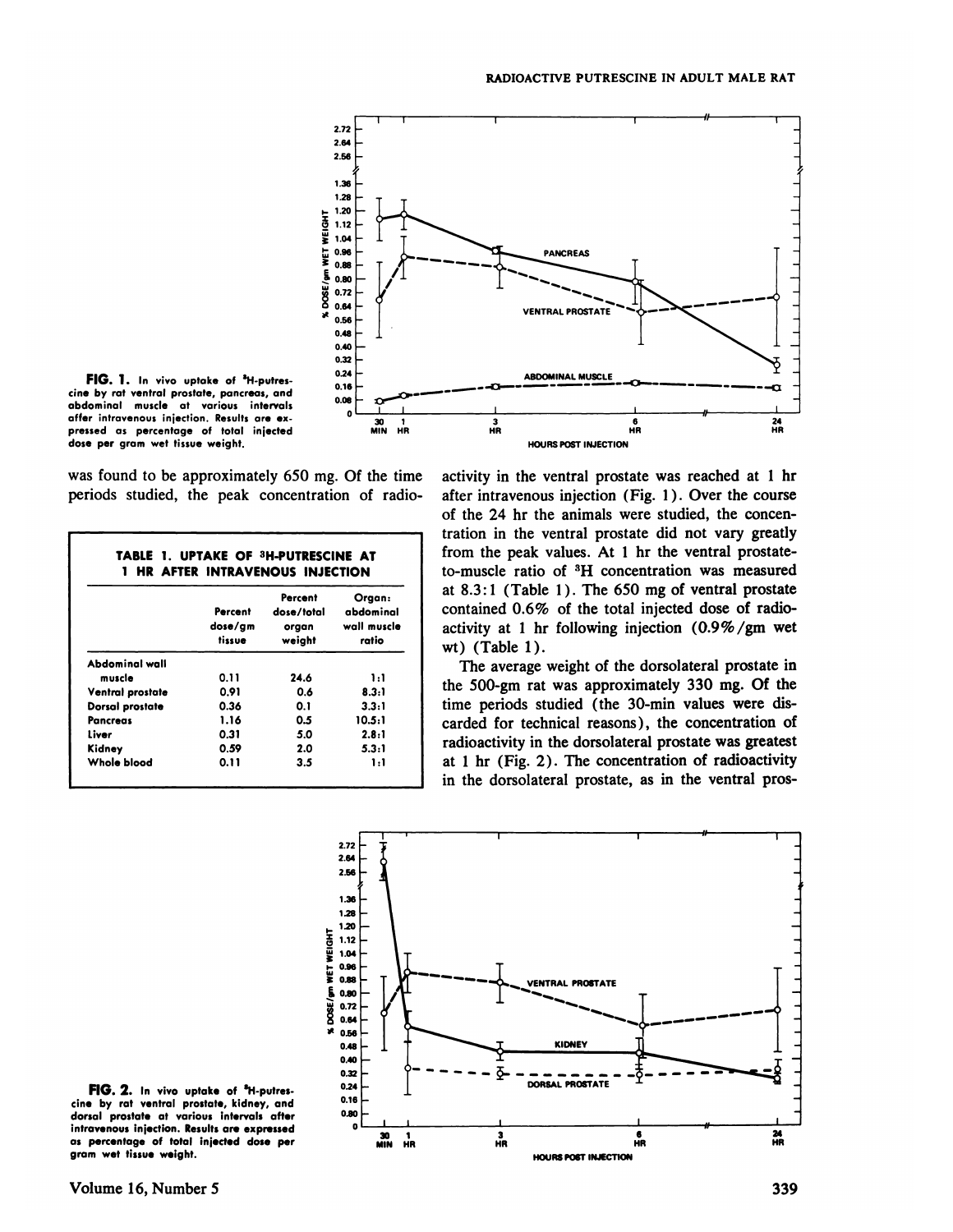FIG. 1. In vivo uptake of ³H-putrescine by rat ventral prostate, pancreas, and abdominal muscle at various intervals after intravenous injection. Results are expressed as percentage of total injected dose per gram wet tissue weight.

was found to be approximately 650 mg. Of the time periods studied, the peak concentration of radioactivity in the ventral prostate was reached at 1 hr after intravenous injection (Fig. 1). Over the course of the 24 hr the animals were studied, the concentration in the ventral prostate did not vary greatly from the peak values. At 1 hr the ventral prostate-to-muscle ratio of $^3H$ concentration was measured at 8.3:1 (Table 1). The 650 mg of ventral prostate contained 0.6% of the total injected dose of radioactivity at 1 hr following injection (0.9%/gm wet wt) (Table 1).

**TABLE 1. UPTAKE OF $^3H$-PUTRESCINE AT 1 HR AFTER INTRAVENOUS INJECTION**

| | Percent dose/gm tissue | Percent dose/total organ weight | Organ: abdominal wall muscle ratio |
|---|---|---|---|
| Abdominal wall muscle | 0.11 | 24.6 | 1:1 |
| Ventral prostate | 0.91 | 0.6 | 8.3:1 |
| Dorsal prostate | 0.36 | 0.1 | 3.3:1 |
| Pancreas | 1.16 | 0.5 | 10.5:1 |
| Liver | 0.31 | 5.0 | 2.8:1 |
| Kidney | 0.59 | 2.0 | 5.3:1 |
| Whole blood | 0.11 | 3.5 | 1:1 |

The average weight of the dorsolateral prostate in the 500-gm rat was approximately 330 mg. Of the time periods studied (the 30-min values were discarded for technical reasons), the concentration of radioactivity in the dorsolateral prostate was greatest at 1 hr (Fig. 2). The concentration of radioactivity in the dorsolateral prostate, as in the ventral pros-

FIG. 2. In vivo uptake of ³H-putrescine by rat ventral prostate, kidney, and dorsal prostate at various intervals after intravenous injection. Results are expressed as percentage of total injected dose per gram wet tissue weight.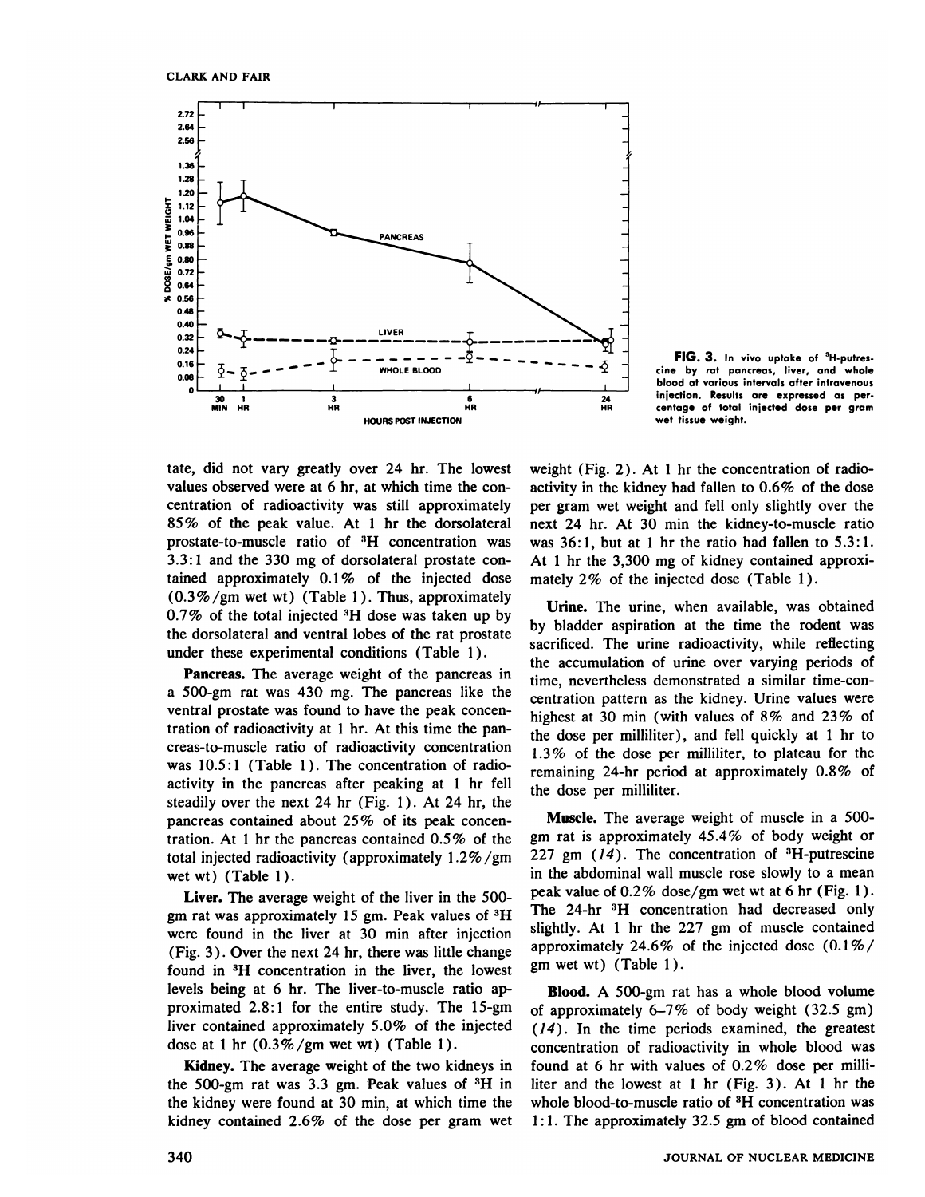FIG. 3. In vivo uptake of $^{3}$H-putrescine by rat pancreas, liver, and whole blood at various intervals after intravenous injection. Results are expressed as percentage of total injected dose per gram wet tissue weight.

tate, did not vary greatly over 24 hr. The lowest values observed were at 6 hr, at which time the concentration of radioactivity was still approximately 85% of the peak value. At 1 hr the dorsolateral prostate-to-muscle ratio of $^{3}$H concentration was 3.3:1 and the 330 mg of dorsolateral prostate contained approximately 0.1% of the injected dose (0.3%/gm wet wt) (Table 1). Thus, approximately 0.7% of the total injected $^{3}$H dose was taken up by the dorsolateral and ventral lobes of the rat prostate under these experimental conditions (Table 1).

**Pancreas.** The average weight of the pancreas in a 500-gm rat was 430 mg. The pancreas like the ventral prostate was found to have the peak concentration of radioactivity at 1 hr. At this time the pancreas-to-muscle ratio of radioactivity concentration was 10.5:1 (Table 1). The concentration of radioactivity in the pancreas after peaking at 1 hr fell steadily over the next 24 hr (Fig. 1). At 24 hr, the pancreas contained about 25% of its peak concentration. At 1 hr the pancreas contained 0.5% of the total injected radioactivity (approximately 1.2%/gm wet wt) (Table 1).

**Liver.** The average weight of the liver in the 500-gm rat was approximately 15 gm. Peak values of $^{3}$H were found in the liver at 30 min after injection (Fig. 3). Over the next 24 hr, there was little change found in $^{3}$H concentration in the liver, the lowest levels being at 6 hr. The liver-to-muscle ratio approximated 2.8:1 for the entire study. The 15-gm liver contained approximately 5.0% of the injected dose at 1 hr (0.3%/gm wet wt) (Table 1).

**Kidney.** The average weight of the two kidneys in the 500-gm rat was 3.3 gm. Peak values of $^{3}$H in the kidney were found at 30 min, at which time the kidney contained 2.6% of the dose per gram wet weight (Fig. 2). At 1 hr the concentration of radioactivity in the kidney had fallen to 0.6% of the dose per gram wet weight and fell only slightly over the next 24 hr. At 30 min the kidney-to-muscle ratio was 36:1, but at 1 hr the ratio had fallen to 5.3:1. At 1 hr the 3,300 mg of kidney contained approximately 2% of the injected dose (Table 1).

**Urine.** The urine, when available, was obtained by bladder aspiration at the time the rodent was sacrificed. The urine radioactivity, while reflecting the accumulation of urine over varying periods of time, nevertheless demonstrated a similar time-concentration pattern as the kidney. Urine values were highest at 30 min (with values of 8% and 23% of the dose per milliliter), and fell quickly at 1 hr to 1.3% of the dose per milliliter, to plateau for the remaining 24-hr period at approximately 0.8% of the dose per milliliter.

**Muscle.** The average weight of muscle in a 500-gm rat is approximately 45.4% of body weight or 227 gm (*14*). The concentration of $^{3}$H-putrescine in the abdominal wall muscle rose slowly to a mean peak value of 0.2% dose/gm wet wt at 6 hr (Fig. 1). The 24-hr $^{3}$H concentration had decreased only slightly. At 1 hr the 227 gm of muscle contained approximately 24.6% of the injected dose (0.1%/gm wet wt) (Table 1).

**Blood.** A 500-gm rat has a whole blood volume of approximately 6–7% of body weight (32.5 gm) (*14*). In the time periods examined, the greatest concentration of radioactivity in whole blood was found at 6 hr with values of 0.2% dose per milliliter and the lowest at 1 hr (Fig. 3). At 1 hr the whole blood-to-muscle ratio of $^{3}$H concentration was 1:1. The approximately 32.5 gm of blood contained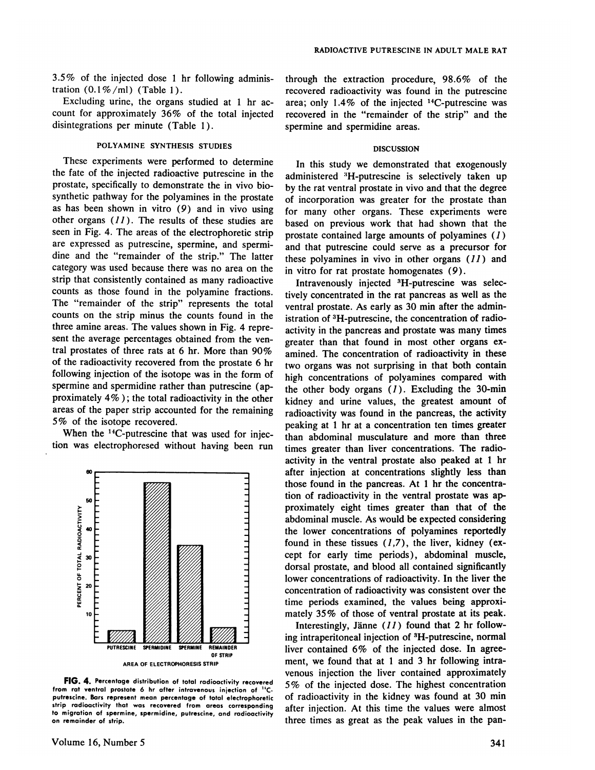3.5% of the injected dose 1 hr following administration (0.1%/ml) (Table 1).

Excluding urine, the organs studied at 1 hr account for approximately 36% of the total injected disintegrations per minute (Table 1).

### POLYAMINE SYNTHESIS STUDIES

These experiments were performed to determine the fate of the injected radioactive putrescine in the prostate, specifically to demonstrate the in vivo biosynthetic pathway for the polyamines in the prostate as has been shown in vitro (*9*) and in vivo using other organs (*11*). The results of these studies are seen in Fig. 4. The areas of the electrophoretic strip are expressed as putrescine, spermine, and spermidine and the "remainder of the strip." The latter category was used because there was no area on the strip that consistently contained as many radioactive counts as those found in the polyamine fractions. The "remainder of the strip" represents the total counts on the strip minus the counts found in the three amine areas. The values shown in Fig. 4 represent the average percentages obtained from the ventral prostates of three rats at 6 hr. More than 90% of the radioactivity recovered from the prostate 6 hr following injection of the isotope was in the form of spermine and spermidine rather than putrescine (approximately 4%); the total radioactivity in the other areas of the paper strip accounted for the remaining 5% of the isotope recovered.

When the $^{14}C$-putrescine that was used for injection was electrophoresed without having been run through the extraction procedure, 98.6% of the recovered radioactivity was found in the putrescine area; only 1.4% of the injected $^{14}C$-putrescine was recovered in the "remainder of the strip" and the spermine and spermidine areas.

**FIG. 4.** Percentage distribution of total radioactivity recovered from rat ventral prostate 6 hr after intravenous injection of $^{14}C$-putrescine. Bars represent mean percentage of total electrophoretic strip radioactivity that was recovered from areas corresponding to migration of spermine, spermidine, putrescine, and radioactivity on remainder of strip.

### DISCUSSION

In this study we demonstrated that exogenously administered $^{3}H$-putrescine is selectively taken up by the rat ventral prostate in vivo and that the degree of incorporation was greater for the prostate than for many other organs. These experiments were based on previous work that had shown that the prostate contained large amounts of polyamines (*1*) and that putrescine could serve as a precursor for these polyamines in vivo in other organs (*11*) and in vitro for rat prostate homogenates (*9*).

Intravenously injected $^{3}H$-putrescine was selectively concentrated in the rat pancreas as well as the ventral prostate. As early as 30 min after the administration of $^{3}H$-putrescine, the concentration of radioactivity in the pancreas and prostate was many times greater than that found in most other organs examined. The concentration of radioactivity in these two organs was not surprising in that both contain high concentrations of polyamines compared with the other body organs (*1*). Excluding the 30-min kidney and urine values, the greatest amount of radioactivity was found in the pancreas, the activity peaking at 1 hr at a concentration ten times greater than abdominal musculature and more than three times greater than liver concentrations. The radioactivity in the ventral prostate also peaked at 1 hr after injection at concentrations slightly less than those found in the pancreas. At 1 hr the concentration of radioactivity in the ventral prostate was approximately eight times greater than that of the abdominal muscle. As would be expected considering the lower concentrations of polyamines reportedly found in these tissues (*1,7*), the liver, kidney (except for early time periods), abdominal muscle, dorsal prostate, and blood all contained significantly lower concentrations of radioactivity. In the liver the concentration of radioactivity was consistent over the time periods examined, the values being approximately 35% of those of ventral prostate at its peak.

Interestingly, Jänne (*11*) found that 2 hr following intraperitoneal injection of $^{3}H$-putrescine, normal liver contained 6% of the injected dose. In agreement, we found that at 1 and 3 hr following intravenous injection the liver contained approximately 5% of the injected dose. The highest concentration of radioactivity in the kidney was found at 30 min after injection. At this time the values were almost three times as great as the peak values in the pan-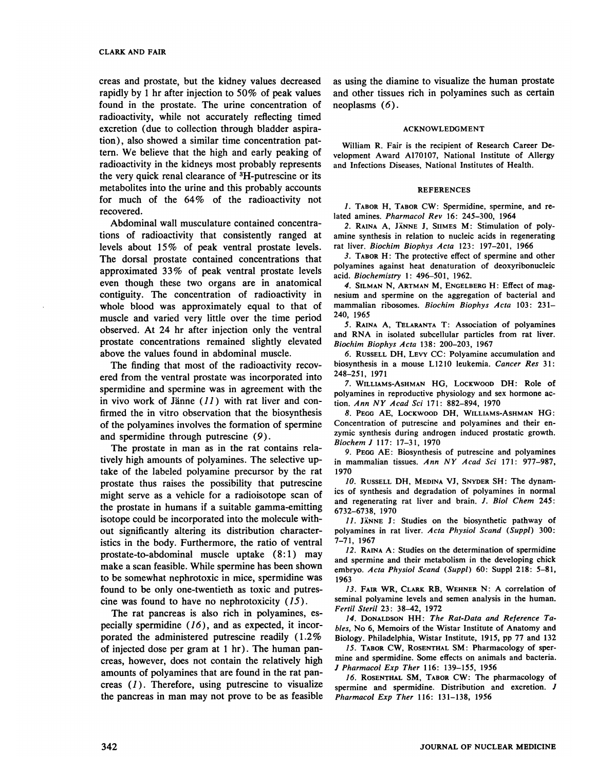creas and prostate, but the kidney values decreased rapidly by 1 hr after injection to 50% of peak values found in the prostate. The urine concentration of radioactivity, while not accurately reflecting timed excretion (due to collection through bladder aspiration), also showed a similar time concentration pattern. We believe that the high and early peaking of radioactivity in the kidneys most probably represents the very quick renal clearance of $^{3}$H-putrescine or its metabolites into the urine and this probably accounts for much of the 64% of the radioactivity not recovered.

Abdominal wall musculature contained concentrations of radioactivity that consistently ranged at levels about 15% of peak ventral prostate levels. The dorsal prostate contained concentrations that approximated 33% of peak ventral prostate levels even though these two organs are in anatomical contiguity. The concentration of radioactivity in whole blood was approximately equal to that of muscle and varied very little over the time period observed. At 24 hr after injection only the ventral prostate concentrations remained slightly elevated above the values found in abdominal muscle.

The finding that most of the radioactivity recovered from the ventral prostate was incorporated into spermidine and spermine was in agreement with the in vivo work of Jänne (*11*) with rat liver and confirmed the in vitro observation that the biosynthesis of the polyamines involves the formation of spermine and spermidine through putrescine (*9*).

The prostate in man as in the rat contains relatively high amounts of polyamines. The selective uptake of the labeled polyamine precursor by the rat prostate thus raises the possibility that putrescine might serve as a vehicle for a radioisotope scan of the prostate in humans if a suitable gamma-emitting isotope could be incorporated into the molecule without significantly altering its distribution characteristics in the body. Furthermore, the ratio of ventral prostate-to-abdominal muscle uptake (8:1) may make a scan feasible. While spermine has been shown to be somewhat nephrotoxic in mice, spermidine was found to be only one-twentieth as toxic and putrescine was found to have no nephrotoxicity (*15*).

The rat pancreas is also rich in polyamines, especially spermidine (*16*), and as expected, it incorporated the administered putrescine readily (1.2% of injected dose per gram at 1 hr). The human pancreas, however, does not contain the relatively high amounts of polyamines that are found in the rat pancreas (*1*). Therefore, using putrescine to visualize the pancreas in man may not prove to be as feasible as using the diamine to visualize the human prostate and other tissues rich in polyamines such as certain neoplasms (*6*).

## ACKNOWLEDGMENT

William R. Fair is the recipient of Research Career Development Award A170107, National Institute of Allergy and Infections Diseases, National Institutes of Health.

## REFERENCES

1. TABOR H, TABOR CW: Spermidine, spermine, and related amines. *Pharmacol Rev* 16: 245–300, 1964
2. RAINA A, JÄNNE J, SIIMES M: Stimulation of polyamine synthesis in relation to nucleic acids in regenerating rat liver. *Biochim Biophys Acta* 123: 197–201, 1966
3. TABOR H: The protective effect of spermine and other polyamines against heat denaturation of deoxyribonucleic acid. *Biochemistry* 1: 496–501, 1962.
4. SILMAN N, ARTMAN M, ENGELBERG H: Effect of magnesium and spermine on the aggregation of bacterial and mammalian ribosomes. *Biochim Biophys Acta* 103: 231–240, 1965
5. RAINA A, TELARANTA T: Association of polyamines and RNA in isolated subcellular particles from rat liver. *Biochim Biophys Acta* 138: 200–203, 1967
6. RUSSELL DH, LEVY CC: Polyamine accumulation and biosynthesis in a mouse L1210 leukemia. *Cancer Res* 31: 248–251, 1971
7. WILLIAMS-ASHMAN HG, LOCKWOOD DH: Role of polyamines in reproductive physiology and sex hormone action. *Ann NY Acad Sci* 171: 882–894, 1970
8. PEGG AE, LOCKWOOD DH, WILLIAMS-ASHMAN HG: Concentration of putrescine and polyamines and their enzymic synthesis during androgen induced prostatic growth. *Biochem J* 117: 17–31, 1970
9. PEGG AE: Biosynthesis of putrescine and polyamines in mammalian tissues. *Ann NY Acad Sci* 171: 977–987, 1970
10. RUSSELL DH, MEDINA VJ, SNYDER SH: The dynamics of synthesis and degradation of polyamines in normal and regenerating rat liver and brain. *J. Biol Chem* 245: 6732–6738, 1970
11. JÄNNE J: Studies on the biosynthetic pathway of polyamines in rat liver. *Acta Physiol Scand (Suppl)* 300: 7–71, 1967
12. RAINA A: Studies on the determination of spermidine and spermine and their metabolism in the developing chick embryo. *Acta Physiol Scand (Suppl)* 60: Suppl 218: 5–81, 1963
13. FAIR WR, CLARK RB, WEHNER N: A correlation of seminal polyamine levels and semen analysis in the human. *Fertil Steril* 23: 38–42, 1972
14. DONALDSON HH: *The Rat-Data and Reference Tables*, No 6, Memoirs of the Wistar Institute of Anatomy and Biology. Philadelphia, Wistar Institute, 1915, pp 77 and 132
15. TABOR CW, ROSENTHAL SM: Pharmacology of spermine and spermidine. Some effects on animals and bacteria. *J Pharmacol Exp Ther* 116: 139–155, 1956
16. ROSENTHAL SM, TABOR CW: The pharmacology of spermine and spermidine. Distribution and excretion. *J Pharmacol Exp Ther* 116: 131–138, 1956